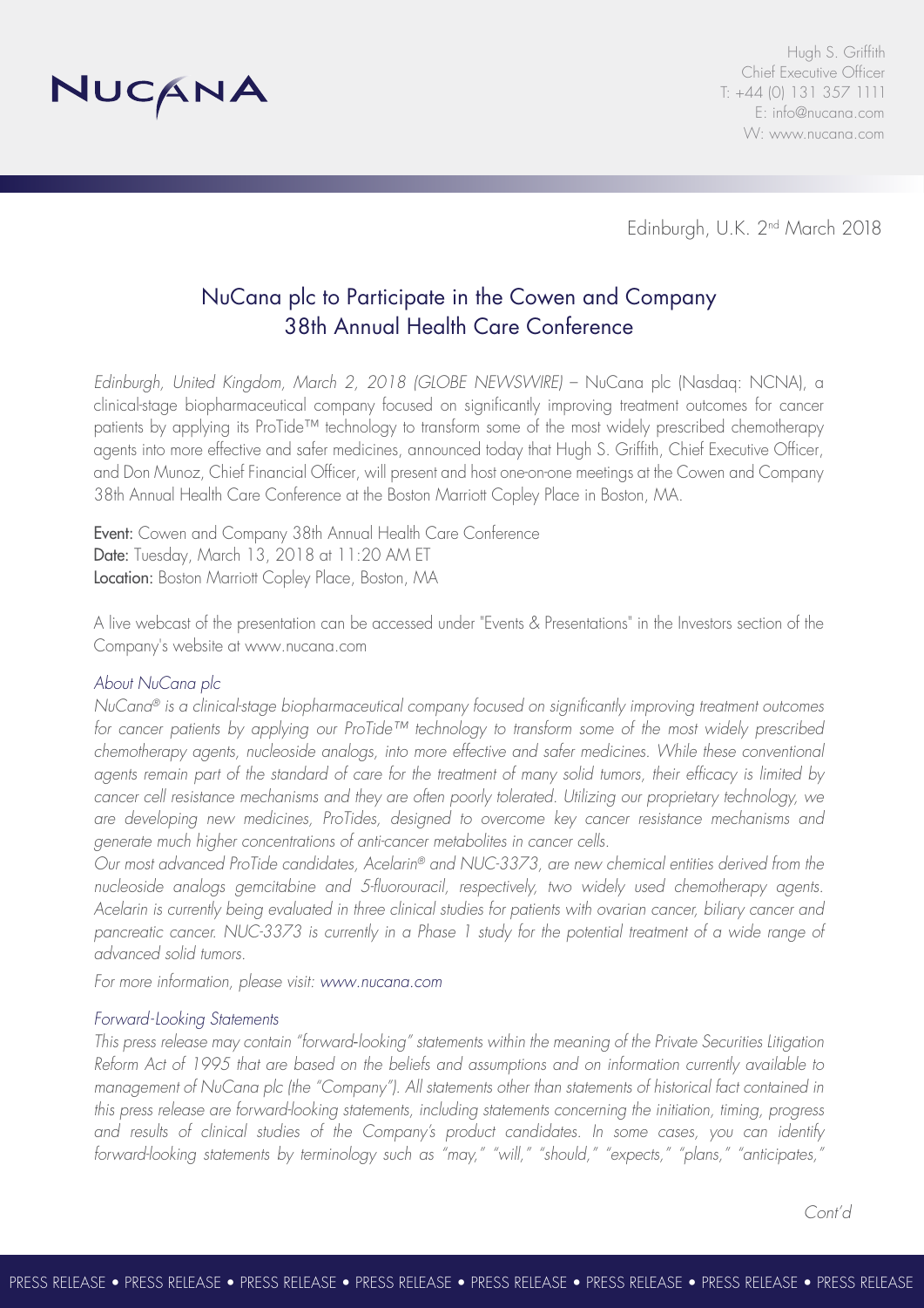NUCANA

Hugh S. Griffith
Chief Executive Officer
T: +44 (0) 131 357 1111
E: info@nucana.com
W: www.nucana.com

Edinburgh, U.K. 2nd March 2018

# NuCana plc to Participate in the Cowen and Company 38th Annual Health Care Conference

*Edinburgh, United Kingdom, March 2, 2018 (GLOBE NEWSWIRE)* – NuCana plc (Nasdaq: NCNA), a clinical-stage biopharmaceutical company focused on significantly improving treatment outcomes for cancer patients by applying its ProTide™ technology to transform some of the most widely prescribed chemotherapy agents into more effective and safer medicines, announced today that Hugh S. Griffith, Chief Executive Officer, and Don Munoz, Chief Financial Officer, will present and host one-on-one meetings at the Cowen and Company 38th Annual Health Care Conference at the Boston Marriott Copley Place in Boston, MA.

**Event:** Cowen and Company 38th Annual Health Care Conference
**Date:** Tuesday, March 13, 2018 at 11:20 AM ET
**Location:** Boston Marriott Copley Place, Boston, MA

A live webcast of the presentation can be accessed under "Events & Presentations" in the Investors section of the Company's website at www.nucana.com

*About NuCana plc*

*NuCana® is a clinical-stage biopharmaceutical company focused on significantly improving treatment outcomes for cancer patients by applying our ProTide™ technology to transform some of the most widely prescribed chemotherapy agents, nucleoside analogs, into more effective and safer medicines. While these conventional agents remain part of the standard of care for the treatment of many solid tumors, their efficacy is limited by cancer cell resistance mechanisms and they are often poorly tolerated. Utilizing our proprietary technology, we are developing new medicines, ProTides, designed to overcome key cancer resistance mechanisms and generate much higher concentrations of anti-cancer metabolites in cancer cells.*

*Our most advanced ProTide candidates, Acelarin® and NUC-3373, are new chemical entities derived from the nucleoside analogs gemcitabine and 5-fluorouracil, respectively, two widely used chemotherapy agents. Acelarin is currently being evaluated in three clinical studies for patients with ovarian cancer, biliary cancer and pancreatic cancer. NUC-3373 is currently in a Phase 1 study for the potential treatment of a wide range of advanced solid tumors.*

*For more information, please visit: www.nucana.com*

*Forward-Looking Statements*

*This press release may contain "forward-looking" statements within the meaning of the Private Securities Litigation Reform Act of 1995 that are based on the beliefs and assumptions and on information currently available to management of NuCana plc (the "Company"). All statements other than statements of historical fact contained in this press release are forward-looking statements, including statements concerning the initiation, timing, progress and results of clinical studies of the Company's product candidates. In some cases, you can identify forward-looking statements by terminology such as "may," "will," "should," "expects," "plans," "anticipates,"*

*Cont'd*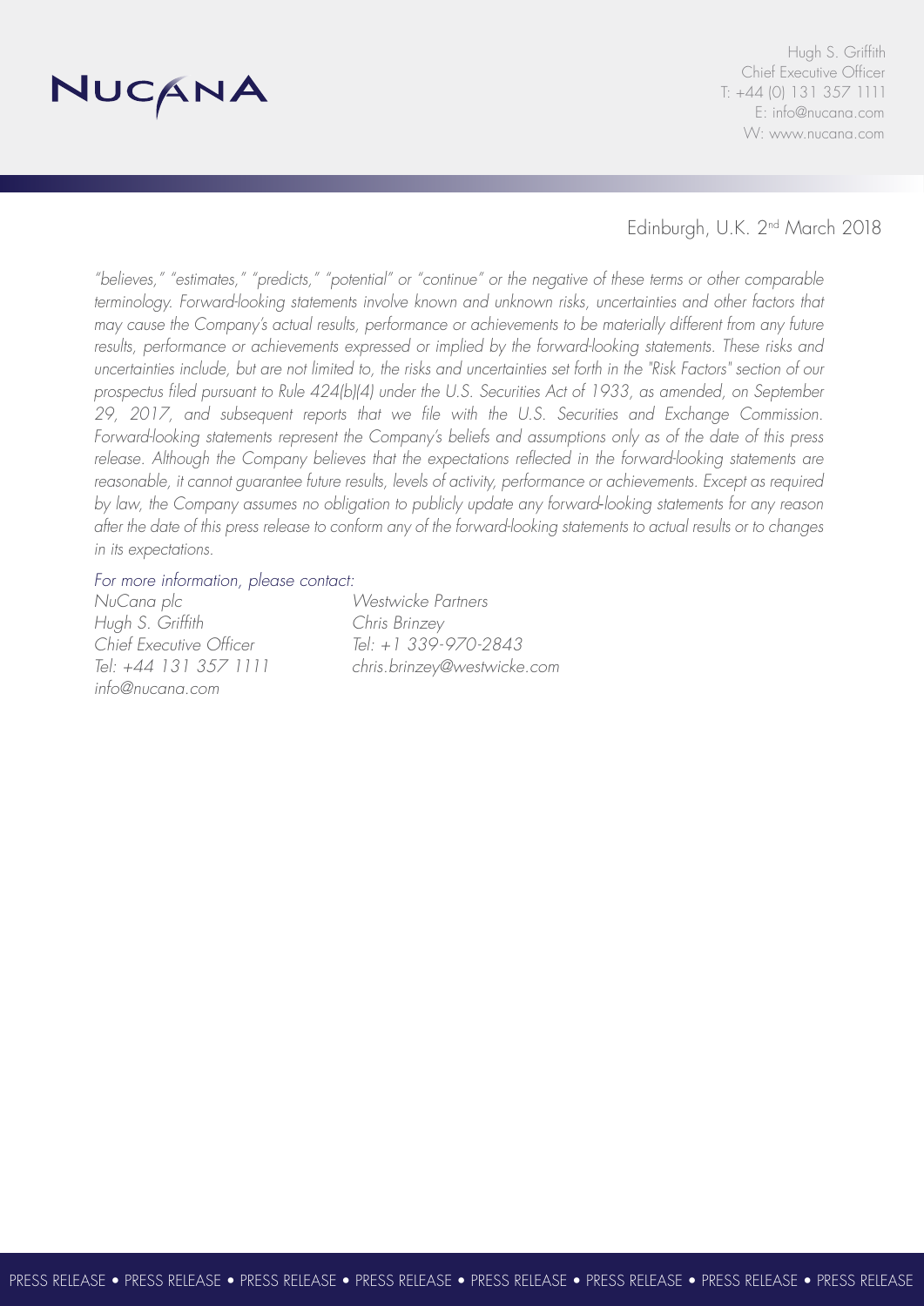*"believes," "estimates," "predicts," "potential" or "continue" or the negative of these terms or other comparable terminology. Forward-looking statements involve known and unknown risks, uncertainties and other factors that may cause the Company's actual results, performance or achievements to be materially different from any future results, performance or achievements expressed or implied by the forward-looking statements. These risks and uncertainties include, but are not limited to, the risks and uncertainties set forth in the "Risk Factors" section of our prospectus filed pursuant to Rule 424(b)(4) under the U.S. Securities Act of 1933, as amended, on September 29, 2017, and subsequent reports that we file with the U.S. Securities and Exchange Commission. Forward-looking statements represent the Company's beliefs and assumptions only as of the date of this press release. Although the Company believes that the expectations reflected in the forward-looking statements are reasonable, it cannot guarantee future results, levels of activity, performance or achievements. Except as required by law, the Company assumes no obligation to publicly update any forward-looking statements for any reason after the date of this press release to conform any of the forward-looking statements to actual results or to changes in its expectations.*

*For more information, please contact:*

*NuCana plc*
*Hugh S. Griffith*
*Chief Executive Officer*
*Tel: +44 131 357 1111*
*info@nucana.com*

*Westwicke Partners*
*Chris Brinzey*
*Tel: +1 339-970-2843*
*chris.brinzey@westwicke.com*